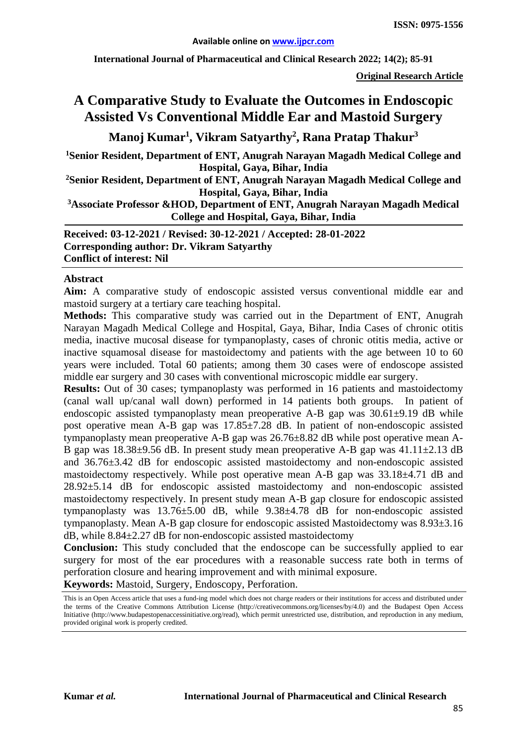**Available online on www.ijpcr.com**

**International Journal of Pharmaceutical and Clinical Research 2022; 14(2); 85-91**

**ISSN: 0975-1556**

**Original Research Article**

# A Comparative Study to Evaluate the Outcomes in Endoscopic Assisted Vs Conventional Middle Ear and Mastoid Surgery

**Manoj Kumar[1], Vikram Satyarthy[2], Rana Pratap Thakur[3]**

**[1]Senior Resident, Department of ENT, Anugrah Narayan Magadh Medical College and Hospital, Gaya, Bihar, India**

**[2]Senior Resident, Department of ENT, Anugrah Narayan Magadh Medical College and Hospital, Gaya, Bihar, India**

**[3]Associate Professor &HOD, Department of ENT, Anugrah Narayan Magadh Medical College and Hospital, Gaya, Bihar, India**

**Received: 03-12-2021 / Revised: 30-12-2021 / Accepted: 28-01-2022**
**Corresponding author: Dr. Vikram Satyarthy**
**Conflict of interest: Nil**

## Abstract

**Aim:** A comparative study of endoscopic assisted versus conventional middle ear and mastoid surgery at a tertiary care teaching hospital.

**Methods:** This comparative study was carried out in the Department of ENT, Anugrah Narayan Magadh Medical College and Hospital, Gaya, Bihar, India Cases of chronic otitis media, inactive mucosal disease for tympanoplasty, cases of chronic otitis media, active or inactive squamosal disease for mastoidectomy and patients with the age between 10 to 60 years were included. Total 60 patients; among them 30 cases were of endoscope assisted middle ear surgery and 30 cases with conventional microscopic middle ear surgery.

**Results:** Out of 30 cases; tympanoplasty was performed in 16 patients and mastoidectomy (canal wall up/canal wall down) performed in 14 patients both groups. In patient of endoscopic assisted tympanoplasty mean preoperative A-B gap was 30.61±9.19 dB while post operative mean A-B gap was 17.85±7.28 dB. In patient of non-endoscopic assisted tympanoplasty mean preoperative A-B gap was 26.76±8.82 dB while post operative mean A-B gap was 18.38±9.56 dB. In present study mean preoperative A-B gap was 41.11±2.13 dB and 36.76±3.42 dB for endoscopic assisted mastoidectomy and non-endoscopic assisted mastoidectomy respectively. While post operative mean A-B gap was 33.18±4.71 dB and 28.92±5.14 dB for endoscopic assisted mastoidectomy and non-endoscopic assisted mastoidectomy respectively. In present study mean A-B gap closure for endoscopic assisted tympanoplasty was 13.76±5.00 dB, while 9.38±4.78 dB for non-endoscopic assisted tympanoplasty. Mean A-B gap closure for endoscopic assisted Mastoidectomy was 8.93±3.16 dB, while 8.84±2.27 dB for non-endoscopic assisted mastoidectomy

**Conclusion:** This study concluded that the endoscope can be successfully applied to ear surgery for most of the ear procedures with a reasonable success rate both in terms of perforation closure and hearing improvement and with minimal exposure.

**Keywords:** Mastoid, Surgery, Endoscopy, Perforation.

This is an Open Access article that uses a fund-ing model which does not charge readers or their institutions for access and distributed under the terms of the Creative Commons Attribution License (http://creativecommons.org/licenses/by/4.0) and the Budapest Open Access Initiative (http://www.budapestopenaccessinitiative.org/read), which permit unrestricted use, distribution, and reproduction in any medium, provided original work is properly credited.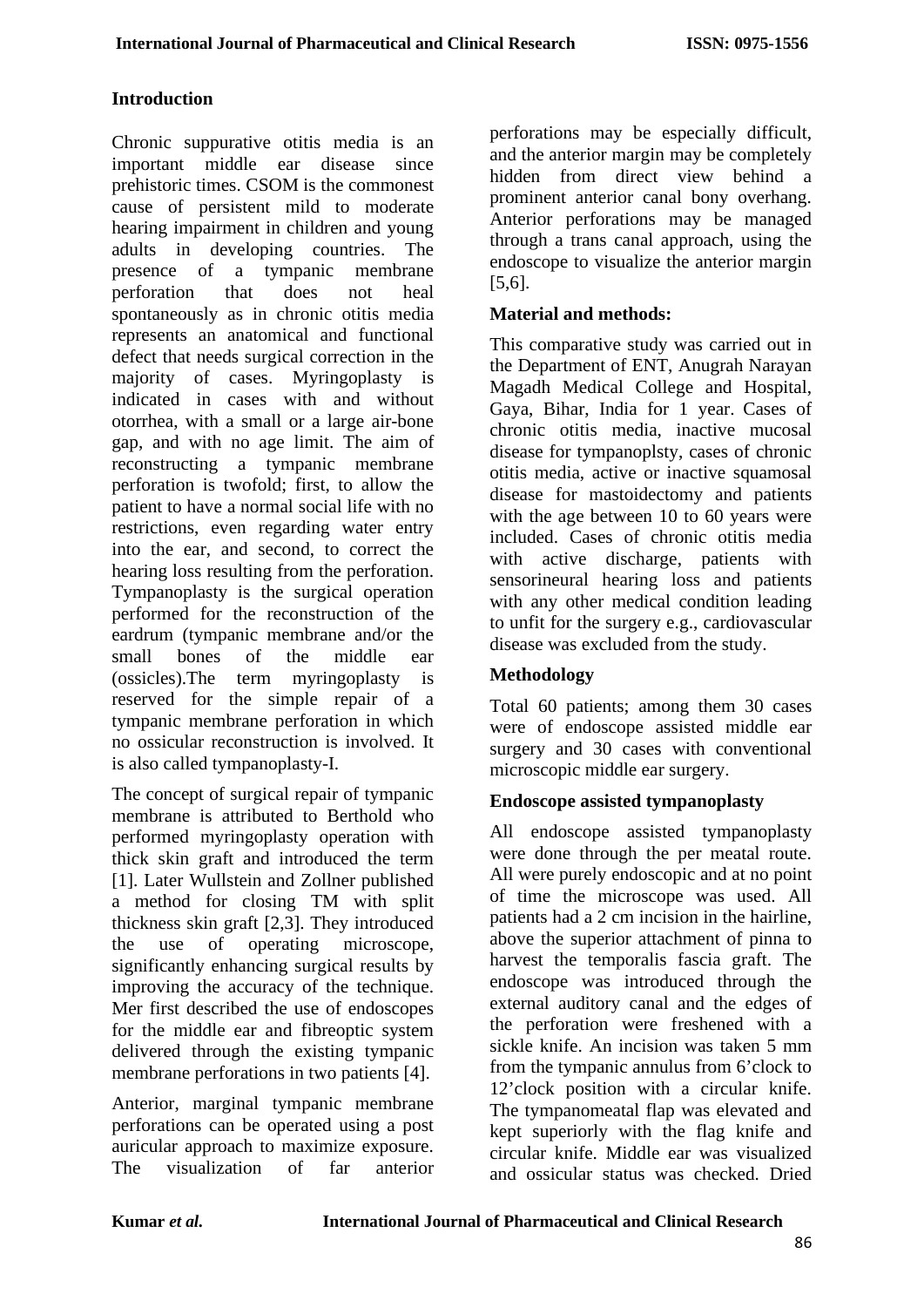## Introduction

Chronic suppurative otitis media is an important middle ear disease since prehistoric times. CSOM is the commonest cause of persistent mild to moderate hearing impairment in children and young adults in developing countries. The presence of a tympanic membrane perforation that does not heal spontaneously as in chronic otitis media represents an anatomical and functional defect that needs surgical correction in the majority of cases. Myringoplasty is indicated in cases with and without otorrhea, with a small or a large air-bone gap, and with no age limit. The aim of reconstructing a tympanic membrane perforation is twofold; first, to allow the patient to have a normal social life with no restrictions, even regarding water entry into the ear, and second, to correct the hearing loss resulting from the perforation. Tympanoplasty is the surgical operation performed for the reconstruction of the eardrum (tympanic membrane and/or the small bones of the middle ear (ossicles).The term myringoplasty is reserved for the simple repair of a tympanic membrane perforation in which no ossicular reconstruction is involved. It is also called tympanoplasty-I.

The concept of surgical repair of tympanic membrane is attributed to Berthold who performed myringoplasty operation with thick skin graft and introduced the term [1]. Later Wullstein and Zollner published a method for closing TM with split thickness skin graft [2,3]. They introduced the use of operating microscope, significantly enhancing surgical results by improving the accuracy of the technique. Mer first described the use of endoscopes for the middle ear and fibreoptic system delivered through the existing tympanic membrane perforations in two patients [4].

Anterior, marginal tympanic membrane perforations can be operated using a post auricular approach to maximize exposure. The visualization of far anterior perforations may be especially difficult, and the anterior margin may be completely hidden from direct view behind a prominent anterior canal bony overhang. Anterior perforations may be managed through a trans canal approach, using the endoscope to visualize the anterior margin [5,6].

## Material and methods:

This comparative study was carried out in the Department of ENT, Anugrah Narayan Magadh Medical College and Hospital, Gaya, Bihar, India for 1 year. Cases of chronic otitis media, inactive mucosal disease for tympanoplsty, cases of chronic otitis media, active or inactive squamosal disease for mastoidectomy and patients with the age between 10 to 60 years were included. Cases of chronic otitis media with active discharge, patients with sensorineural hearing loss and patients with any other medical condition leading to unfit for the surgery e.g., cardiovascular disease was excluded from the study.

## Methodology

Total 60 patients; among them 30 cases were of endoscope assisted middle ear surgery and 30 cases with conventional microscopic middle ear surgery.

## Endoscope assisted tympanoplasty

All endoscope assisted tympanoplasty were done through the per meatal route. All were purely endoscopic and at no point of time the microscope was used. All patients had a 2 cm incision in the hairline, above the superior attachment of pinna to harvest the temporalis fascia graft. The endoscope was introduced through the external auditory canal and the edges of the perforation were freshened with a sickle knife. An incision was taken 5 mm from the tympanic annulus from 6'clock to 12'clock position with a circular knife. The tympanomeatal flap was elevated and kept superiorly with the flag knife and circular knife. Middle ear was visualized and ossicular status was checked. Dried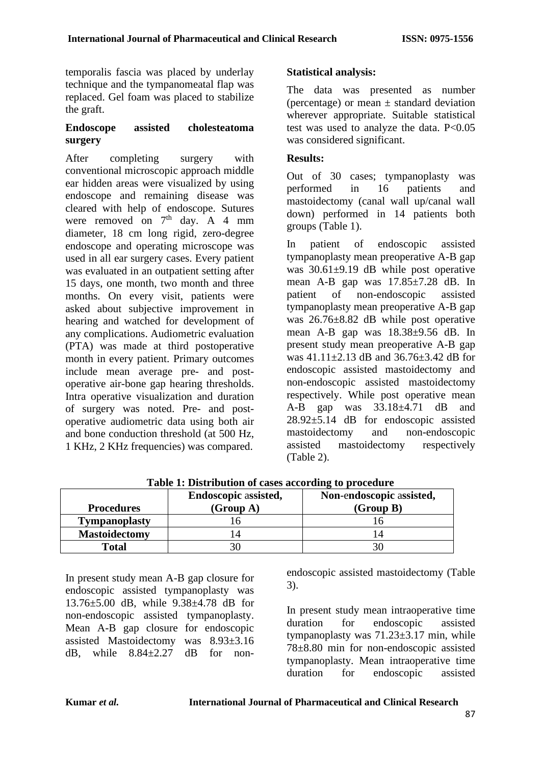temporalis fascia was placed by underlay technique and the tympanomeatal flap was replaced. Gel foam was placed to stabilize the graft.

**Endoscope assisted cholesteatoma surgery**

After completing surgery with conventional microscopic approach middle ear hidden areas were visualized by using endoscope and remaining disease was cleared with help of endoscope. Sutures were removed on 7th day. A 4 mm diameter, 18 cm long rigid, zero-degree endoscope and operating microscope was used in all ear surgery cases. Every patient was evaluated in an outpatient setting after 15 days, one month, two month and three months. On every visit, patients were asked about subjective improvement in hearing and watched for development of any complications. Audiometric evaluation (PTA) was made at third postoperative month in every patient. Primary outcomes include mean average pre- and post-operative air-bone gap hearing thresholds. Intra operative visualization and duration of surgery was noted. Pre- and post-operative audiometric data using both air and bone conduction threshold (at 500 Hz, 1 KHz, 2 KHz frequencies) was compared.

**Statistical analysis:**

The data was presented as number (percentage) or mean ± standard deviation wherever appropriate. Suitable statistical test was used to analyze the data. $P<0.05$ was considered significant.

**Results:**

Out of 30 cases; tympanoplasty was performed in 16 patients and mastoidectomy (canal wall up/canal wall down) performed in 14 patients both groups (Table 1).

In patient of endoscopic assisted tympanoplasty mean preoperative A-B gap was 30.61±9.19 dB while post operative mean A-B gap was 17.85±7.28 dB. In patient of non-endoscopic assisted tympanoplasty mean preoperative A-B gap was 26.76±8.82 dB while post operative mean A-B gap was 18.38±9.56 dB. In present study mean preoperative A-B gap was 41.11±2.13 dB and 36.76±3.42 dB for endoscopic assisted mastoidectomy and non-endoscopic assisted mastoidectomy respectively. While post operative mean A-B gap was 33.18±4.71 dB and 28.92±5.14 dB for endoscopic assisted mastoidectomy and non-endoscopic assisted mastoidectomy respectively (Table 2).

**Table 1: Distribution of cases according to procedure**

| Procedures | Endoscopic assisted, (Group A) | Non-endoscopic assisted, (Group B) |
|---|---|---|
| **Tympanoplasty** | 16 | 16 |
| **Mastoidectomy** | 14 | 14 |
| **Total** | 30 | 30 |

In present study mean A-B gap closure for endoscopic assisted tympanoplasty was 13.76±5.00 dB, while 9.38±4.78 dB for non-endoscopic assisted tympanoplasty. Mean A-B gap closure for endoscopic assisted Mastoidectomy was 8.93±3.16 dB, while 8.84±2.27 dB for non-endoscopic assisted mastoidectomy (Table 3).

In present study mean intraoperative time duration for endoscopic assisted tympanoplasty was 71.23±3.17 min, while 78±8.80 min for non-endoscopic assisted tympanoplasty. Mean intraoperative time duration for endoscopic assisted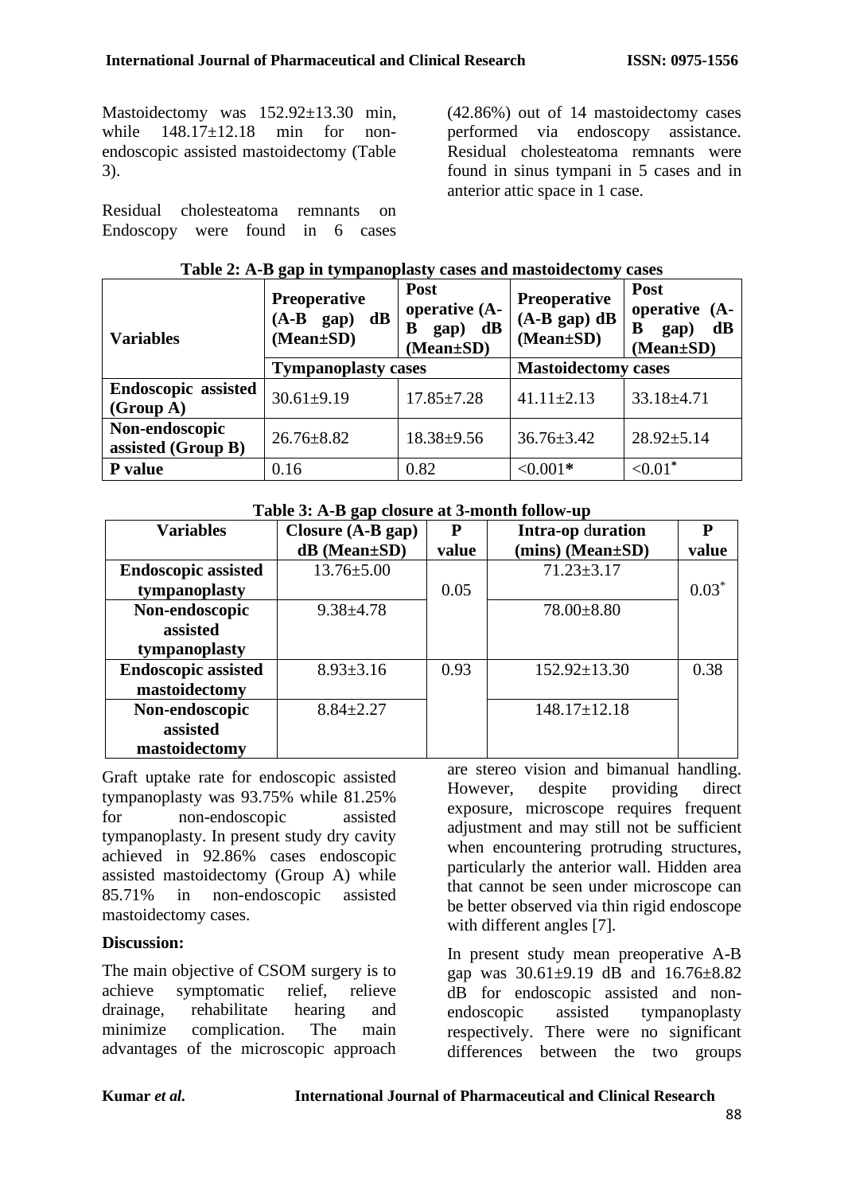Mastoidectomy was 152.92±13.30 min, while 148.17±12.18 min for non-endoscopic assisted mastoidectomy (Table 3).

Residual cholesteatoma remnants on Endoscopy were found in 6 cases (42.86%) out of 14 mastoidectomy cases performed via endoscopy assistance. Residual cholesteatoma remnants were found in sinus tympani in 5 cases and in anterior attic space in 1 case.

**Table 2: A-B gap in tympanoplasty cases and mastoidectomy cases**

| Variables | Preoperative (A-B gap) dB (Mean±SD) | Post operative (A-B gap) dB (Mean±SD) | Preoperative (A-B gap) dB (Mean±SD) | Post operative (A-B gap) dB (Mean±SD) |
|---|---|---|---|---|
| | Tympanoplasty cases | | Mastoidectomy cases | |
| **Endoscopic assisted (Group A)** | 30.61±9.19 | 17.85±7.28 | 41.11±2.13 | 33.18±4.71 |
| **Non-endoscopic assisted (Group B)** | 26.76±8.82 | 18.38±9.56 | 36.76±3.42 | 28.92±5.14 |
| **P value** | 0.16 | 0.82 | <0.001* | <0.01* |

**Table 3: A-B gap closure at 3-month follow-up**

| Variables | Closure (A-B gap) dB (Mean±SD) | P value | Intra-op duration (mins) (Mean±SD) | P value |
|---|---|---|---|---|
| **Endoscopic assisted tympanoplasty** | 13.76±5.00 | 0.05 | 71.23±3.17 | 0.03* |
| **Non-endoscopic assisted tympanoplasty** | 9.38±4.78 | | 78.00±8.80 | |
| **Endoscopic assisted mastoidectomy** | 8.93±3.16 | 0.93 | 152.92±13.30 | 0.38 |
| **Non-endoscopic assisted mastoidectomy** | 8.84±2.27 | | 148.17±12.18 | |

Graft uptake rate for endoscopic assisted tympanoplasty was 93.75% while 81.25% for non-endoscopic assisted tympanoplasty. In present study dry cavity achieved in 92.86% cases endoscopic assisted mastoidectomy (Group A) while 85.71% in non-endoscopic assisted mastoidectomy cases.

**Discussion:**

The main objective of CSOM surgery is to achieve symptomatic relief, relieve drainage, rehabilitate hearing and minimize complication. The main advantages of the microscopic approach are stereo vision and bimanual handling. However, despite providing direct exposure, microscope requires frequent adjustment and may still not be sufficient when encountering protruding structures, particularly the anterior wall. Hidden area that cannot be seen under microscope can be better observed via thin rigid endoscope with different angles [7].

In present study mean preoperative A-B gap was 30.61±9.19 dB and 16.76±8.82 dB for endoscopic assisted and non-endoscopic assisted tympanoplasty respectively. There were no significant differences between the two groups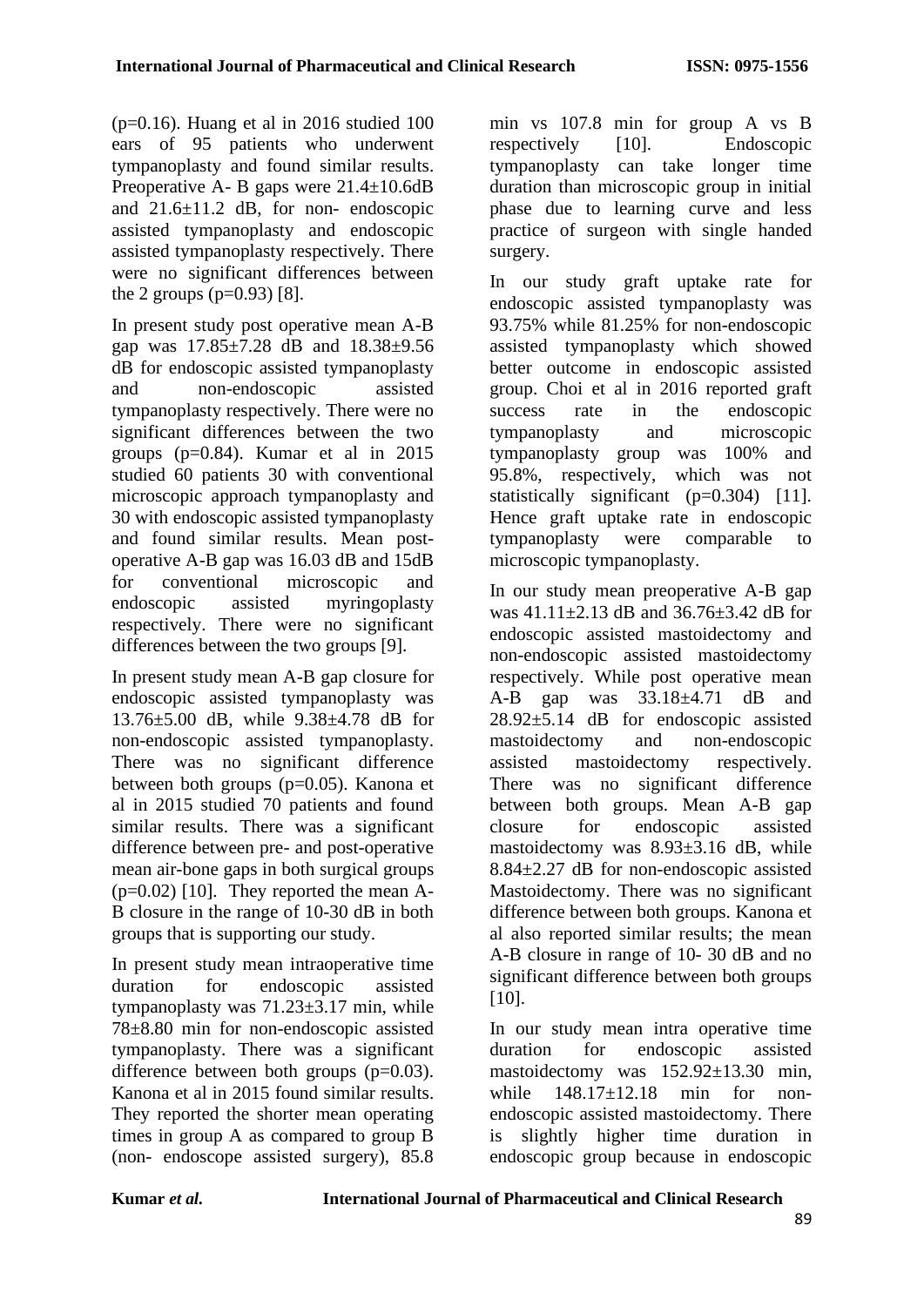(p=0.16). Huang et al in 2016 studied 100 ears of 95 patients who underwent tympanoplasty and found similar results. Preoperative A- B gaps were 21.4±10.6dB and 21.6±11.2 dB, for non- endoscopic assisted tympanoplasty and endoscopic assisted tympanoplasty respectively. There were no significant differences between the 2 groups (p=0.93) [8].

In present study post operative mean A-B gap was 17.85±7.28 dB and 18.38±9.56 dB for endoscopic assisted tympanoplasty and non-endoscopic assisted tympanoplasty respectively. There were no significant differences between the two groups (p=0.84). Kumar et al in 2015 studied 60 patients 30 with conventional microscopic approach tympanoplasty and 30 with endoscopic assisted tympanoplasty and found similar results. Mean post-operative A-B gap was 16.03 dB and 15dB for conventional microscopic and endoscopic assisted myringoplasty respectively. There were no significant differences between the two groups [9].

In present study mean A-B gap closure for endoscopic assisted tympanoplasty was 13.76±5.00 dB, while 9.38±4.78 dB for non-endoscopic assisted tympanoplasty. There was no significant difference between both groups (p=0.05). Kanona et al in 2015 studied 70 patients and found similar results. There was a significant difference between pre- and post-operative mean air-bone gaps in both surgical groups (p=0.02) [10]. They reported the mean A-B closure in the range of 10-30 dB in both groups that is supporting our study.

In present study mean intraoperative time duration for endoscopic assisted tympanoplasty was 71.23±3.17 min, while 78±8.80 min for non-endoscopic assisted tympanoplasty. There was a significant difference between both groups (p=0.03). Kanona et al in 2015 found similar results. They reported the shorter mean operating times in group A as compared to group B (non- endoscope assisted surgery), 85.8 min vs 107.8 min for group A vs B respectively [10]. Endoscopic tympanoplasty can take longer time duration than microscopic group in initial phase due to learning curve and less practice of surgeon with single handed surgery.

In our study graft uptake rate for endoscopic assisted tympanoplasty was 93.75% while 81.25% for non-endoscopic assisted tympanoplasty which showed better outcome in endoscopic assisted group. Choi et al in 2016 reported graft success rate in the endoscopic tympanoplasty and microscopic tympanoplasty group was 100% and 95.8%, respectively, which was not statistically significant (p=0.304) [11]. Hence graft uptake rate in endoscopic tympanoplasty were comparable to microscopic tympanoplasty.

In our study mean preoperative A-B gap was 41.11±2.13 dB and 36.76±3.42 dB for endoscopic assisted mastoidectomy and non-endoscopic assisted mastoidectomy respectively. While post operative mean A-B gap was 33.18±4.71 dB and 28.92±5.14 dB for endoscopic assisted mastoidectomy and non-endoscopic assisted mastoidectomy respectively. There was no significant difference between both groups. Mean A-B gap closure for endoscopic assisted mastoidectomy was 8.93±3.16 dB, while 8.84±2.27 dB for non-endoscopic assisted Mastoidectomy. There was no significant difference between both groups. Kanona et al also reported similar results; the mean A-B closure in range of 10- 30 dB and no significant difference between both groups [10].

In our study mean intra operative time duration for endoscopic assisted mastoidectomy was 152.92±13.30 min, while 148.17±12.18 min for non-endoscopic assisted mastoidectomy. There is slightly higher time duration in endoscopic group because in endoscopic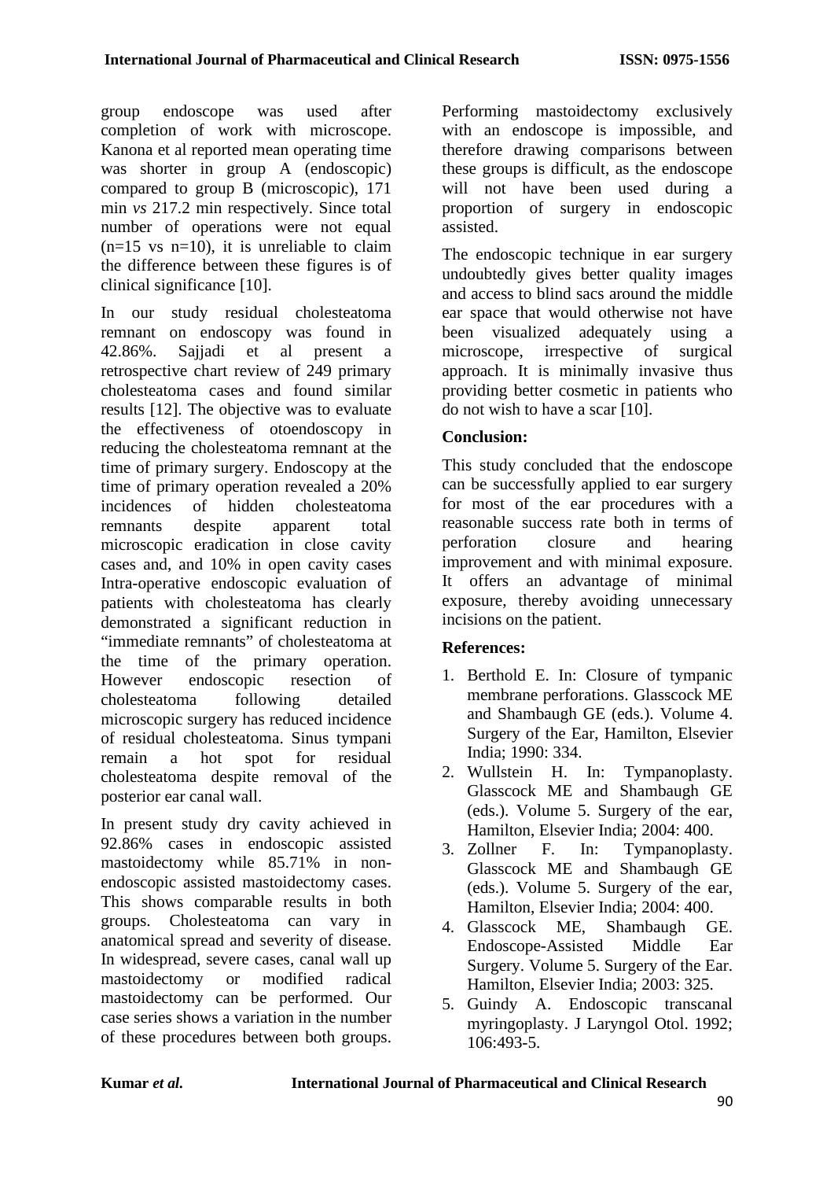group endoscope was used after completion of work with microscope. Kanona et al reported mean operating time was shorter in group A (endoscopic) compared to group B (microscopic), 171 min *vs* 217.2 min respectively. Since total number of operations were not equal (n=15 vs n=10), it is unreliable to claim the difference between these figures is of clinical significance [10].

In our study residual cholesteatoma remnant on endoscopy was found in 42.86%. Sajjadi et al present a retrospective chart review of 249 primary cholesteatoma cases and found similar results [12]. The objective was to evaluate the effectiveness of otoendoscopy in reducing the cholesteatoma remnant at the time of primary surgery. Endoscopy at the time of primary operation revealed a 20% incidences of hidden cholesteatoma remnants despite apparent total microscopic eradication in close cavity cases and, and 10% in open cavity cases Intra-operative endoscopic evaluation of patients with cholesteatoma has clearly demonstrated a significant reduction in "immediate remnants" of cholesteatoma at the time of the primary operation. However endoscopic resection of cholesteatoma following detailed microscopic surgery has reduced incidence of residual cholesteatoma. Sinus tympani remain a hot spot for residual cholesteatoma despite removal of the posterior ear canal wall.

In present study dry cavity achieved in 92.86% cases in endoscopic assisted mastoidectomy while 85.71% in non-endoscopic assisted mastoidectomy cases. This shows comparable results in both groups. Cholesteatoma can vary in anatomical spread and severity of disease. In widespread, severe cases, canal wall up mastoidectomy or modified radical mastoidectomy can be performed. Our case series shows a variation in the number of these procedures between both groups. Performing mastoidectomy exclusively with an endoscope is impossible, and therefore drawing comparisons between these groups is difficult, as the endoscope will not have been used during a proportion of surgery in endoscopic assisted.

The endoscopic technique in ear surgery undoubtedly gives better quality images and access to blind sacs around the middle ear space that would otherwise not have been visualized adequately using a microscope, irrespective of surgical approach. It is minimally invasive thus providing better cosmetic in patients who do not wish to have a scar [10].

## Conclusion:

This study concluded that the endoscope can be successfully applied to ear surgery for most of the ear procedures with a reasonable success rate both in terms of perforation closure and hearing improvement and with minimal exposure. It offers an advantage of minimal exposure, thereby avoiding unnecessary incisions on the patient.

## References:

1. Berthold E. In: Closure of tympanic membrane perforations. Glasscock ME and Shambaugh GE (eds.). Volume 4. Surgery of the Ear, Hamilton, Elsevier India; 1990: 334.
2. Wullstein H. In: Tympanoplasty. Glasscock ME and Shambaugh GE (eds.). Volume 5. Surgery of the ear, Hamilton, Elsevier India; 2004: 400.
3. Zollner F. In: Tympanoplasty. Glasscock ME and Shambaugh GE (eds.). Volume 5. Surgery of the ear, Hamilton, Elsevier India; 2004: 400.
4. Glasscock ME, Shambaugh GE. Endoscope-Assisted Middle Ear Surgery. Volume 5. Surgery of the Ear. Hamilton, Elsevier India; 2003: 325.
5. Guindy A. Endoscopic transcanal myringoplasty. J Laryngol Otol. 1992; 106:493-5.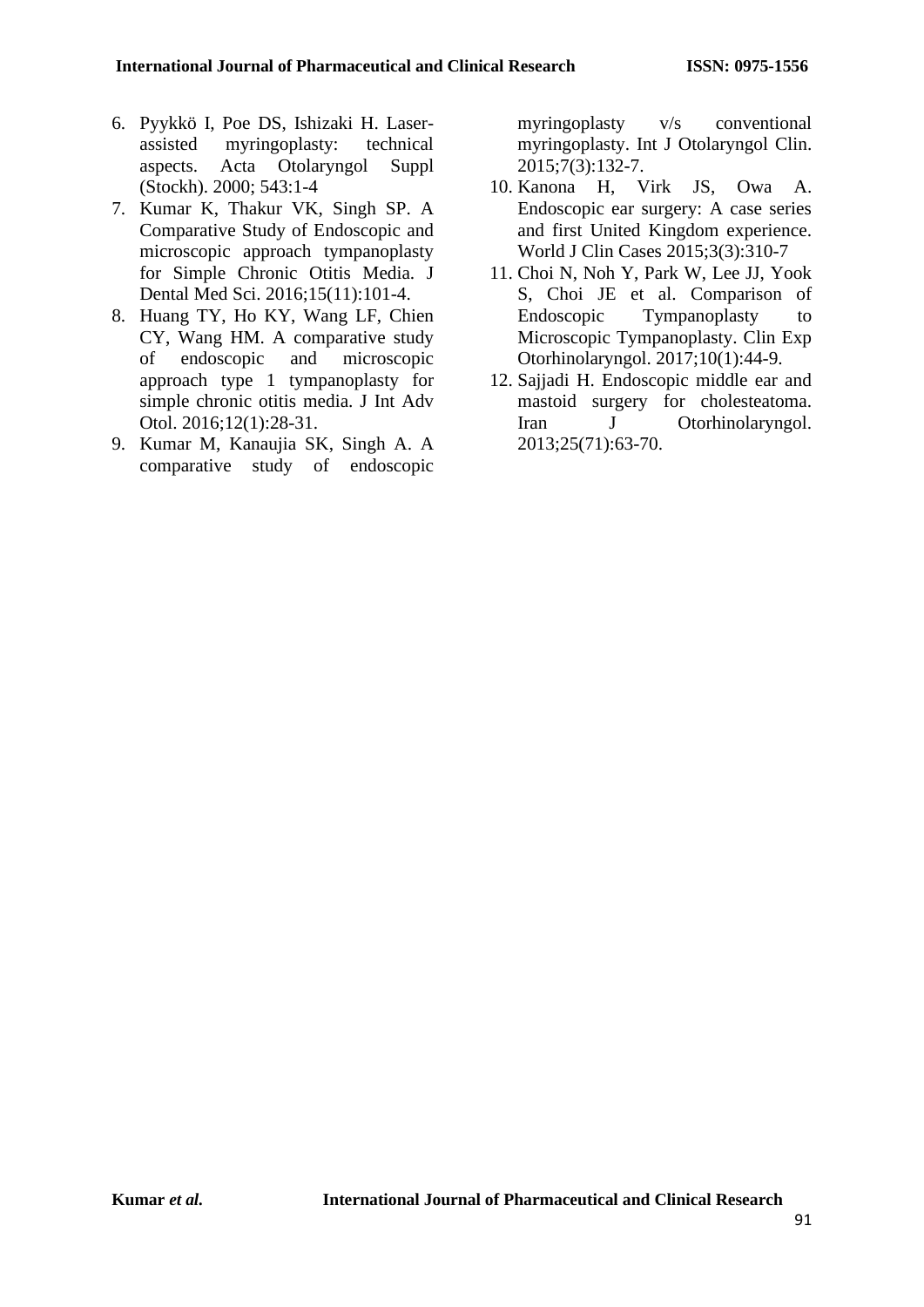6. Pyykkö I, Poe DS, Ishizaki H. Laser-assisted myringoplasty: technical aspects. Acta Otolaryngol Suppl (Stockh). 2000; 543:1-4
7. Kumar K, Thakur VK, Singh SP. A Comparative Study of Endoscopic and microscopic approach tympanoplasty for Simple Chronic Otitis Media. J Dental Med Sci. 2016;15(11):101-4.
8. Huang TY, Ho KY, Wang LF, Chien CY, Wang HM. A comparative study of endoscopic and microscopic approach type 1 tympanoplasty for simple chronic otitis media. J Int Adv Otol. 2016;12(1):28-31.
9. Kumar M, Kanaujia SK, Singh A. A comparative study of endoscopic myringoplasty v/s conventional myringoplasty. Int J Otolaryngol Clin. 2015;7(3):132-7.
10. Kanona H, Virk JS, Owa A. Endoscopic ear surgery: A case series and first United Kingdom experience. World J Clin Cases 2015;3(3):310-7
11. Choi N, Noh Y, Park W, Lee JJ, Yook S, Choi JE et al. Comparison of Endoscopic Tympanoplasty to Microscopic Tympanoplasty. Clin Exp Otorhinolaryngol. 2017;10(1):44-9.
12. Sajjadi H. Endoscopic middle ear and mastoid surgery for cholesteatoma. Iran J Otorhinolaryngol. 2013;25(71):63-70.